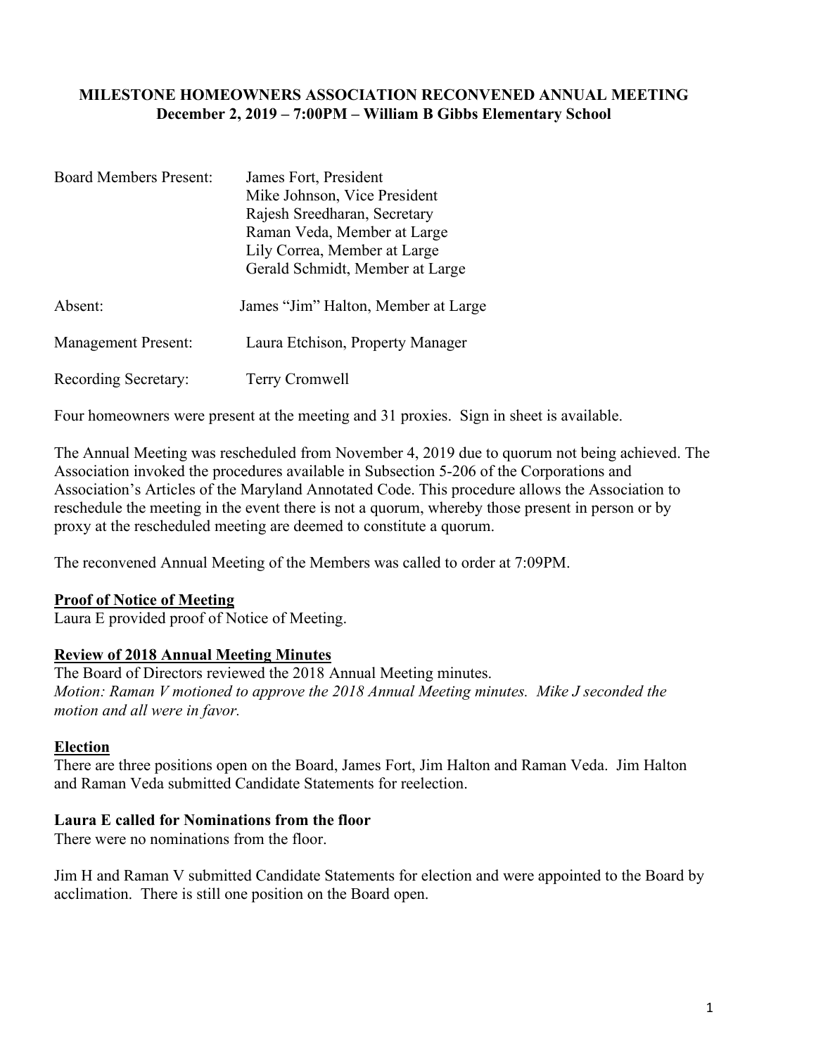**MILESTONE HOMEOWNERS ASSOCIATION RECONVENED ANNUAL MEETING**
**December 2, 2019 – 7:00PM – William B Gibbs Elementary School**

| | |
|---|---|
| Board Members Present: | James Fort, President<br>Mike Johnson, Vice President<br>Rajesh Sreedharan, Secretary<br>Raman Veda, Member at Large<br>Lily Correa, Member at Large<br>Gerald Schmidt, Member at Large |
| Absent: | James "Jim" Halton, Member at Large |
| Management Present: | Laura Etchison, Property Manager |
| Recording Secretary: | Terry Cromwell |

Four homeowners were present at the meeting and 31 proxies. Sign in sheet is available.

The Annual Meeting was rescheduled from November 4, 2019 due to quorum not being achieved. The Association invoked the procedures available in Subsection 5-206 of the Corporations and Association's Articles of the Maryland Annotated Code. This procedure allows the Association to reschedule the meeting in the event there is not a quorum, whereby those present in person or by proxy at the rescheduled meeting are deemed to constitute a quorum.

The reconvened Annual Meeting of the Members was called to order at 7:09PM.

**Proof of Notice of Meeting**

Laura E provided proof of Notice of Meeting.

**Review of 2018 Annual Meeting Minutes**

The Board of Directors reviewed the 2018 Annual Meeting minutes.
*Motion: Raman V motioned to approve the 2018 Annual Meeting minutes. Mike J seconded the motion and all were in favor.*

**Election**

There are three positions open on the Board, James Fort, Jim Halton and Raman Veda. Jim Halton and Raman Veda submitted Candidate Statements for reelection.

**Laura E called for Nominations from the floor**

There were no nominations from the floor.

Jim H and Raman V submitted Candidate Statements for election and were appointed to the Board by acclimation. There is still one position on the Board open.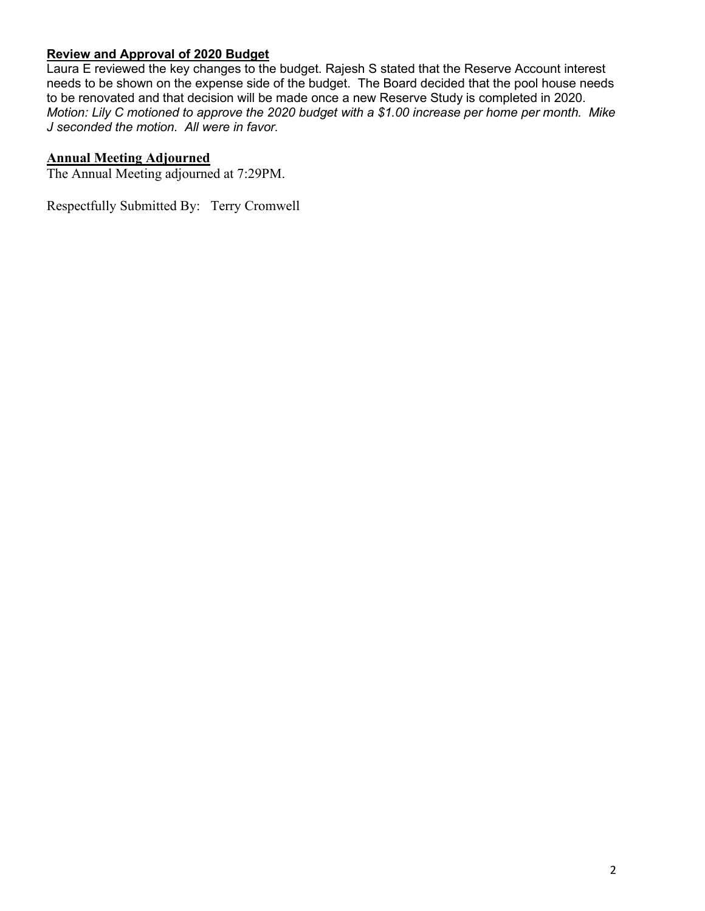**Review and Approval of 2020 Budget**

Laura E reviewed the key changes to the budget. Rajesh S stated that the Reserve Account interest needs to be shown on the expense side of the budget. The Board decided that the pool house needs to be renovated and that decision will be made once a new Reserve Study is completed in 2020.
*Motion: Lily C motioned to approve the 2020 budget with a $1.00 increase per home per month. Mike J seconded the motion. All were in favor.*

**Annual Meeting Adjourned**

The Annual Meeting adjourned at 7:29PM.

Respectfully Submitted By: Terry Cromwell